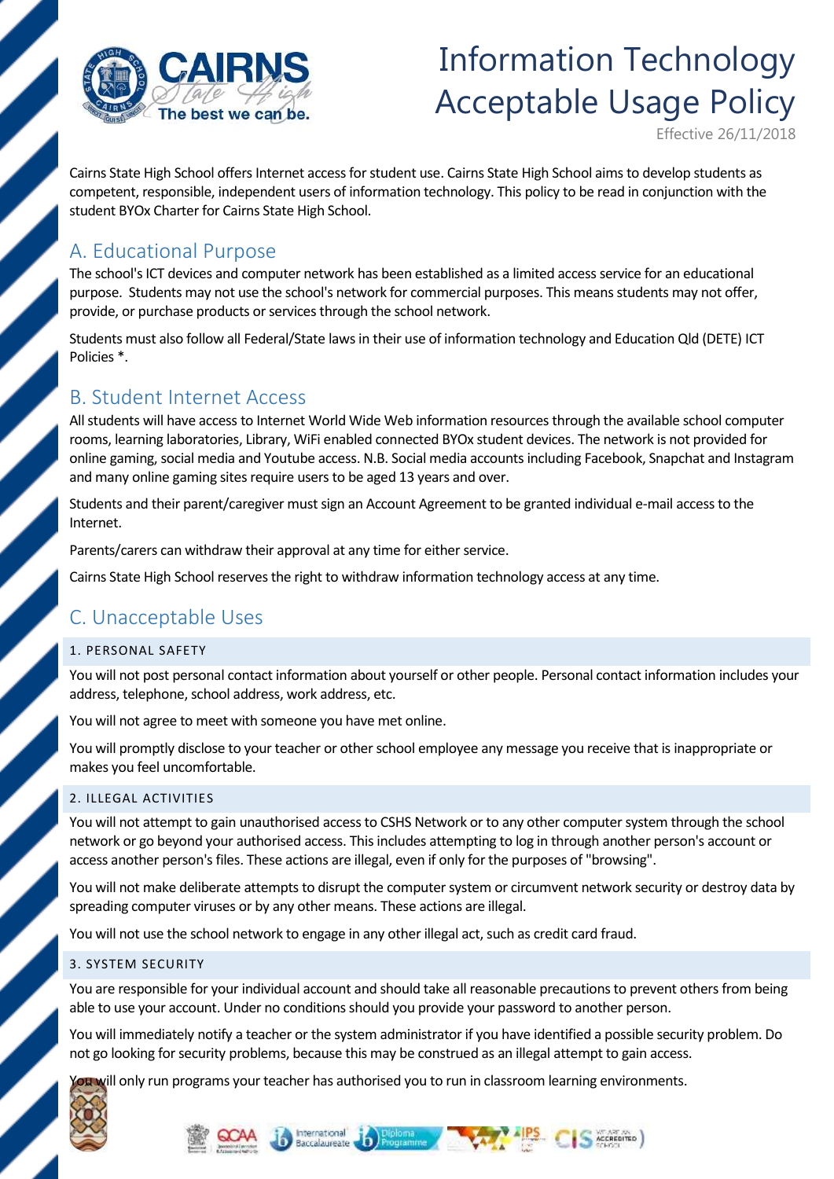# Information Technology Acceptable Usage Policy

Effective 26/11/2018

Cairns State High School offers Internet access for student use. Cairns State High School aims to develop students as competent, responsible, independent users of information technology. This policy to be read in conjunction with the student BYOx Charter for Cairns State High School.

## A. Educational Purpose

The school's ICT devices and computer network has been established as a limited access service for an educational purpose. Students may not use the school's network for commercial purposes. This means students may not offer, provide, or purchase products or services through the school network.

Students must also follow all Federal/State laws in their use of information technology and Education Qld (DETE) ICT Policies *.

## B. Student Internet Access

All students will have access to Internet World Wide Web information resources through the available school computer rooms, learning laboratories, Library, WiFi enabled connected BYOx student devices. The network is not provided for online gaming, social media and Youtube access. N.B. Social media accounts including Facebook, Snapchat and Instagram and many online gaming sites require users to be aged 13 years and over.

Students and their parent/caregiver must sign an Account Agreement to be granted individual e-mail access to the Internet.

Parents/carers can withdraw their approval at any time for either service.

Cairns State High School reserves the right to withdraw information technology access at any time.

## C. Unacceptable Uses

### 1. PERSONAL SAFETY

You will not post personal contact information about yourself or other people. Personal contact information includes your address, telephone, school address, work address, etc.

You will not agree to meet with someone you have met online.

You will promptly disclose to your teacher or other school employee any message you receive that is inappropriate or makes you feel uncomfortable.

### 2. ILLEGAL ACTIVITIES

You will not attempt to gain unauthorised access to CSHS Network or to any other computer system through the school network or go beyond your authorised access. This includes attempting to log in through another person's account or access another person's files. These actions are illegal, even if only for the purposes of "browsing".

You will not make deliberate attempts to disrupt the computer system or circumvent network security or destroy data by spreading computer viruses or by any other means. These actions are illegal.

You will not use the school network to engage in any other illegal act, such as credit card fraud.

### 3. SYSTEM SECURITY

You are responsible for your individual account and should take all reasonable precautions to prevent others from being able to use your account. Under no conditions should you provide your password to another person.

You will immediately notify a teacher or the system administrator if you have identified a possible security problem. Do not go looking for security problems, because this may be construed as an illegal attempt to gain access.

You will only run programs your teacher has authorised you to run in classroom learning environments.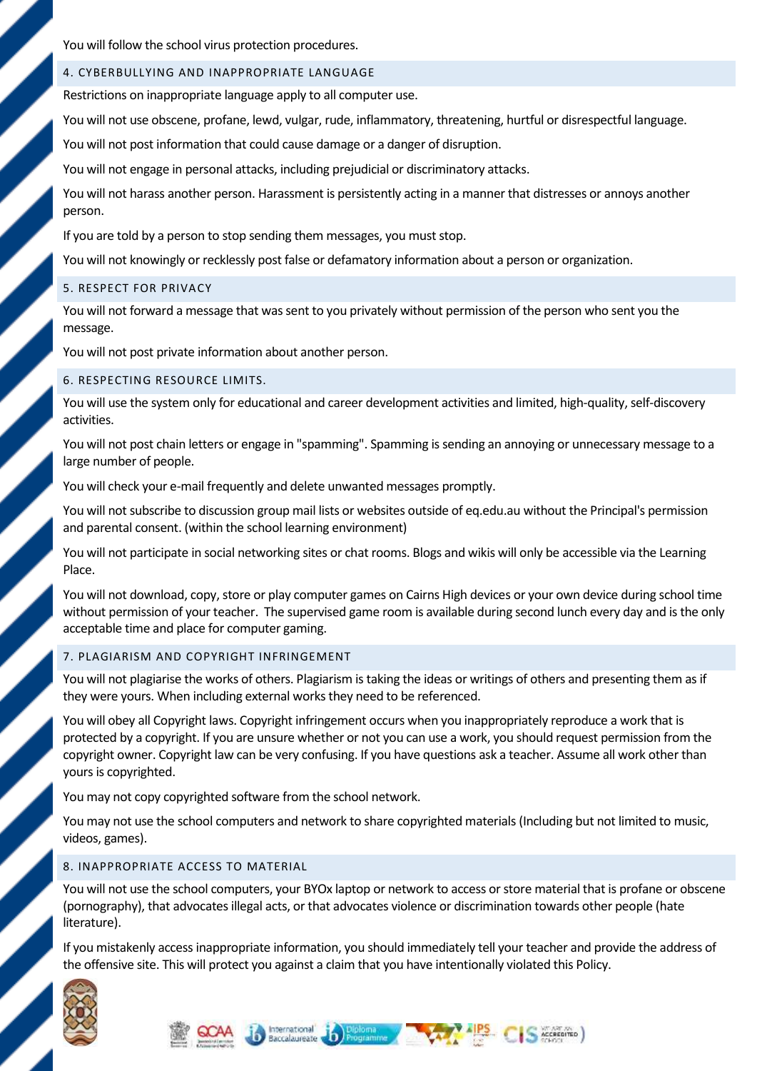You will follow the school virus protection procedures.

## 4. CYBERBULLYING AND INAPPROPRIATE LANGUAGE

Restrictions on inappropriate language apply to all computer use.

You will not use obscene, profane, lewd, vulgar, rude, inflammatory, threatening, hurtful or disrespectful language.

You will not post information that could cause damage or a danger of disruption.

You will not engage in personal attacks, including prejudicial or discriminatory attacks.

You will not harass another person. Harassment is persistently acting in a manner that distresses or annoys another person.

If you are told by a person to stop sending them messages, you must stop.

You will not knowingly or recklessly post false or defamatory information about a person or organization.

## 5. RESPECT FOR PRIVACY

You will not forward a message that was sent to you privately without permission of the person who sent you the message.

You will not post private information about another person.

## 6. RESPECTING RESOURCE LIMITS.

You will use the system only for educational and career development activities and limited, high-quality, self-discovery activities.

You will not post chain letters or engage in "spamming". Spamming is sending an annoying or unnecessary message to a large number of people.

You will check your e-mail frequently and delete unwanted messages promptly.

You will not subscribe to discussion group mail lists or websites outside of eq.edu.au without the Principal's permission and parental consent. (within the school learning environment)

You will not participate in social networking sites or chat rooms. Blogs and wikis will only be accessible via the Learning Place.

You will not download, copy, store or play computer games on Cairns High devices or your own device during school time without permission of your teacher. The supervised game room is available during second lunch every day and is the only acceptable time and place for computer gaming.

## 7. PLAGIARISM AND COPYRIGHT INFRINGEMENT

You will not plagiarise the works of others. Plagiarism is taking the ideas or writings of others and presenting them as if they were yours. When including external works they need to be referenced.

You will obey all Copyright laws. Copyright infringement occurs when you inappropriately reproduce a work that is protected by a copyright. If you are unsure whether or not you can use a work, you should request permission from the copyright owner. Copyright law can be very confusing. If you have questions ask a teacher. Assume all work other than yours is copyrighted.

You may not copy copyrighted software from the school network.

You may not use the school computers and network to share copyrighted materials (Including but not limited to music, videos, games).

## 8. INAPPROPRIATE ACCESS TO MATERIAL

You will not use the school computers, your BYOx laptop or network to access or store material that is profane or obscene (pornography), that advocates illegal acts, or that advocates violence or discrimination towards other people (hate literature).

If you mistakenly access inappropriate information, you should immediately tell your teacher and provide the address of the offensive site. This will protect you against a claim that you have intentionally violated this Policy.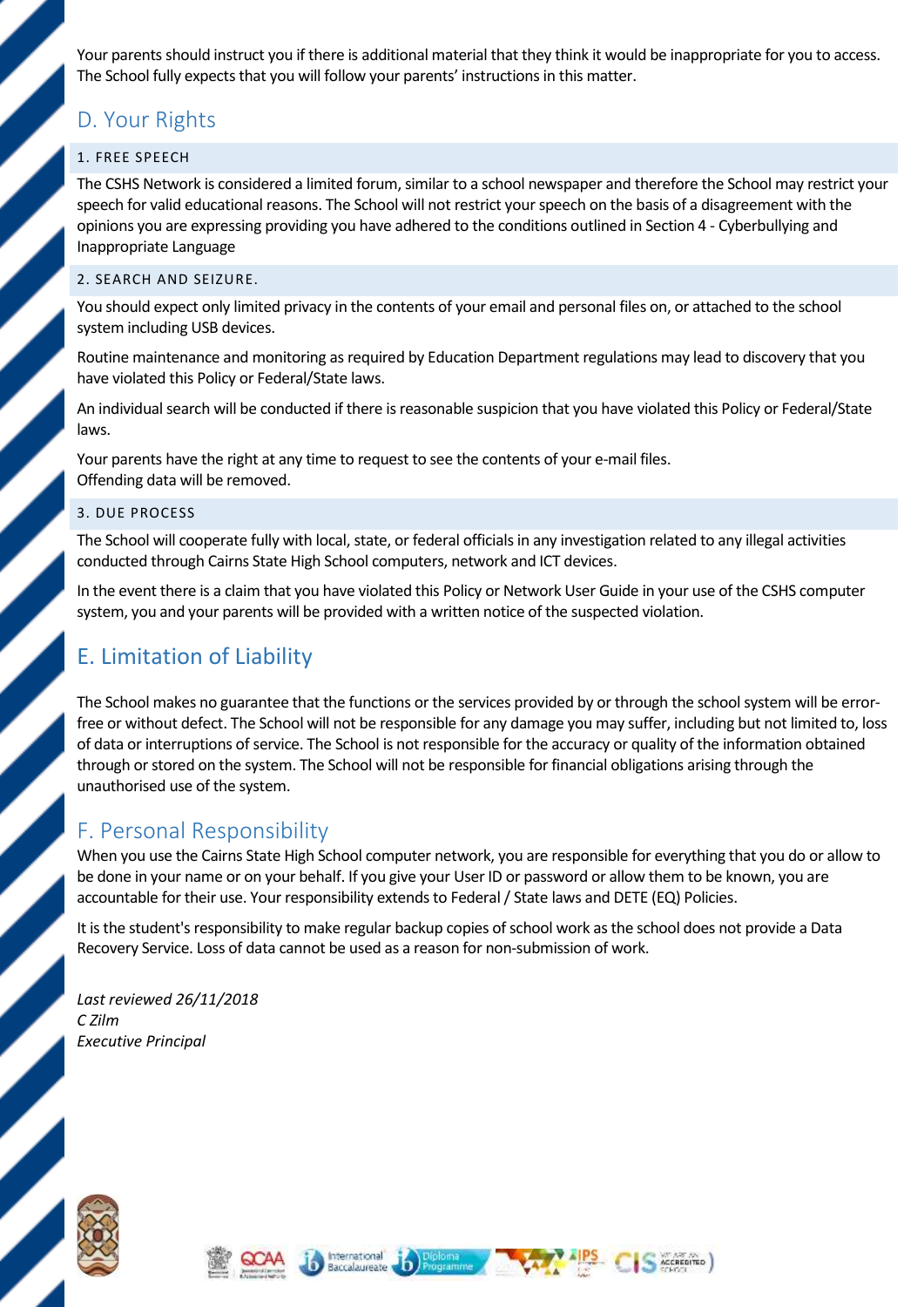Your parents should instruct you if there is additional material that they think it would be inappropriate for you to access. The School fully expects that you will follow your parents' instructions in this matter.

## D. Your Rights

### 1. FREE SPEECH

The CSHS Network is considered a limited forum, similar to a school newspaper and therefore the School may restrict your speech for valid educational reasons. The School will not restrict your speech on the basis of a disagreement with the opinions you are expressing providing you have adhered to the conditions outlined in Section 4 - Cyberbullying and Inappropriate Language

### 2. SEARCH AND SEIZURE.

You should expect only limited privacy in the contents of your email and personal files on, or attached to the school system including USB devices.

Routine maintenance and monitoring as required by Education Department regulations may lead to discovery that you have violated this Policy or Federal/State laws.

An individual search will be conducted if there is reasonable suspicion that you have violated this Policy or Federal/State laws.

Your parents have the right at any time to request to see the contents of your e-mail files.
Offending data will be removed.

### 3. DUE PROCESS

The School will cooperate fully with local, state, or federal officials in any investigation related to any illegal activities conducted through Cairns State High School computers, network and ICT devices.

In the event there is a claim that you have violated this Policy or Network User Guide in your use of the CSHS computer system, you and your parents will be provided with a written notice of the suspected violation.

## E. Limitation of Liability

The School makes no guarantee that the functions or the services provided by or through the school system will be error-free or without defect. The School will not be responsible for any damage you may suffer, including but not limited to, loss of data or interruptions of service. The School is not responsible for the accuracy or quality of the information obtained through or stored on the system. The School will not be responsible for financial obligations arising through the unauthorised use of the system.

## F. Personal Responsibility

When you use the Cairns State High School computer network, you are responsible for everything that you do or allow to be done in your name or on your behalf. If you give your User ID or password or allow them to be known, you are accountable for their use. Your responsibility extends to Federal / State laws and DETE (EQ) Policies.

It is the student's responsibility to make regular backup copies of school work as the school does not provide a Data Recovery Service. Loss of data cannot be used as a reason for non-submission of work.

*Last reviewed 26/11/2018*
*C Zilm*
*Executive Principal*